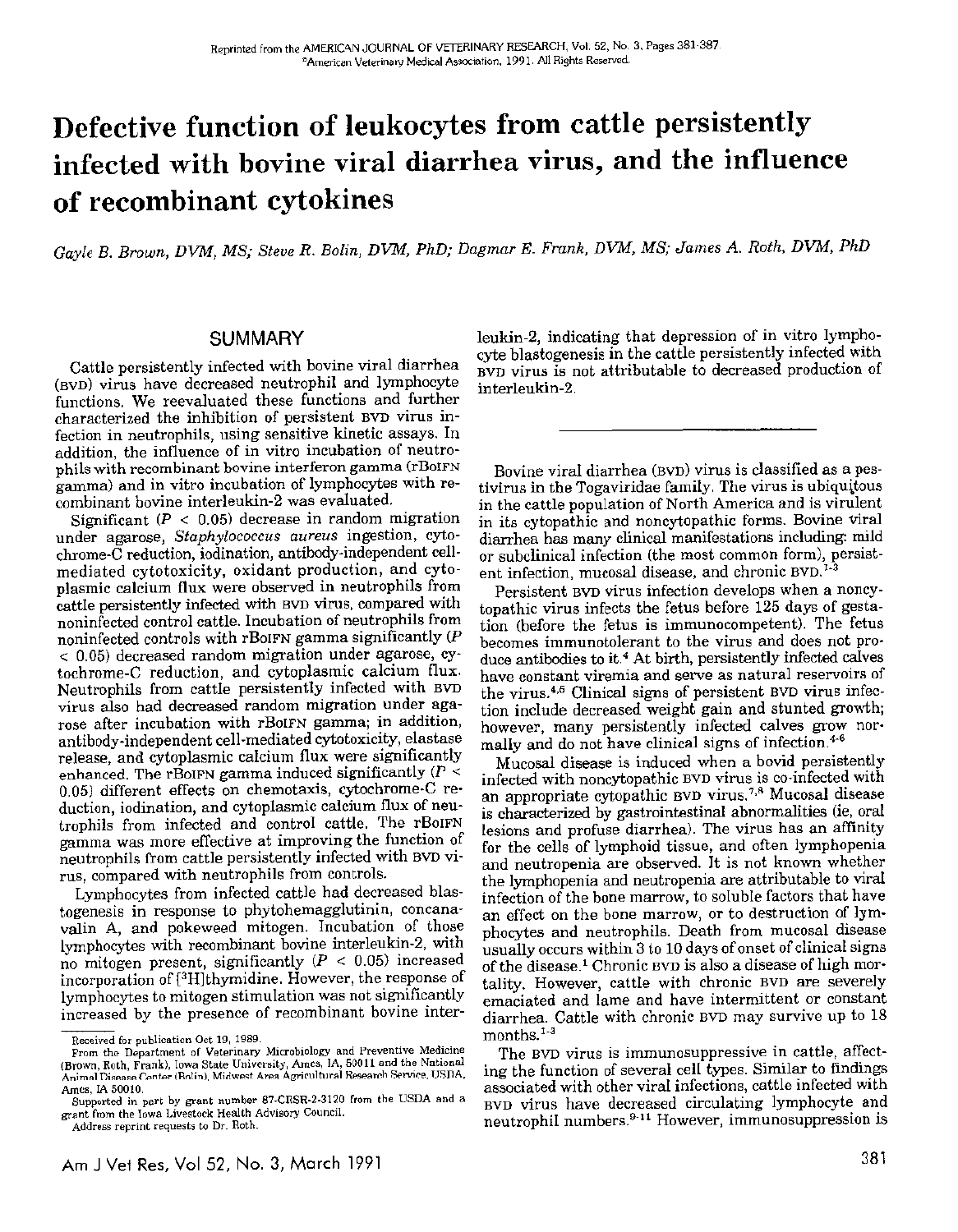Reprinted from the AMERICAN JOURNAL OF VETERINARY RESEARCH, Vol. 52, No. 3, Pages 381-387
©American Veterinary Medical Association, 1991. All Rights Reserved.

# Defective function of leukocytes from cattle persistently infected with bovine viral diarrhea virus, and the influence of recombinant cytokines

*Gayle B. Brown, DVM, MS; Steve R. Bolin, DVM, PhD; Dagmar E. Frank, DVM, MS; James A. Roth, DVM, PhD*

## SUMMARY

Cattle persistently infected with bovine viral diarrhea (BVD) virus have decreased neutrophil and lymphocyte functions. We reevaluated these functions and further characterized the inhibition of persistent BVD virus infection in neutrophils, using sensitive kinetic assays. In addition, the influence of in vitro incubation of neutrophils with recombinant bovine interferon gamma (rBoIFN gamma) and in vitro incubation of lymphocytes with recombinant bovine interleukin-2 was evaluated.

Significant ($P < 0.05$) decrease in random migration under agarose, *Staphylococcus aureus* ingestion, cytochrome-C reduction, iodination, antibody-independent cell-mediated cytotoxicity, oxidant production, and cytoplasmic calcium flux were observed in neutrophils from cattle persistently infected with BVD virus, compared with noninfected control cattle. Incubation of neutrophils from noninfected controls with rBoIFN gamma significantly ($P < 0.05$) decreased random migration under agarose, cytochrome-C reduction, and cytoplasmic calcium flux. Neutrophils from cattle persistently infected with BVD virus also had decreased random migration under agarose after incubation with rBoIFN gamma; in addition, antibody-independent cell-mediated cytotoxicity, elastase release, and cytoplasmic calcium flux were significantly enhanced. The rBoIFN gamma induced significantly ($P < 0.05$) different effects on chemotaxis, cytochrome-C reduction, iodination, and cytoplasmic calcium flux of neutrophils from infected and control cattle. The rBoIFN gamma was more effective at improving the function of neutrophils from cattle persistently infected with BVD virus, compared with neutrophils from controls.

Lymphocytes from infected cattle had decreased blastogenesis in response to phytohemagglutinin, concanavalin A, and pokeweed mitogen. Incubation of those lymphocytes with recombinant bovine interleukin-2, with no mitogen present, significantly ($P < 0.05$) increased incorporation of [$^3$H]thymidine. However, the response of lymphocytes to mitogen stimulation was not significantly increased by the presence of recombinant bovine interleukin-2, indicating that depression of in vitro lymphocyte blastogenesis in the cattle persistently infected with BVD virus is not attributable to decreased production of interleukin-2.

---

Bovine viral diarrhea (BVD) virus is classified as a pestivirus in the Togaviridae family. The virus is ubiquitous in the cattle population of North America and is virulent in its cytopathic and noncytopathic forms. Bovine viral diarrhea has many clinical manifestations including: mild or subclinical infection (the most common form), persistent infection, mucosal disease, and chronic BVD.[1-3]

Persistent BVD virus infection develops when a noncytopathic virus infects the fetus before 125 days of gestation (before the fetus is immunocompetent). The fetus becomes immunotolerant to the virus and does not produce antibodies to it.[4] At birth, persistently infected calves have constant viremia and serve as natural reservoirs of the virus.[4,5] Clinical signs of persistent BVD virus infection include decreased weight gain and stunted growth; however, many persistently infected calves grow normally and do not have clinical signs of infection.[4-6]

Mucosal disease is induced when a bovid persistently infected with noncytopathic BVD virus is co-infected with an appropriate cytopathic BVD virus.[7,8] Mucosal disease is characterized by gastrointestinal abnormalities (ie, oral lesions and profuse diarrhea). The virus has an affinity for the cells of lymphoid tissue, and often lymphopenia and neutropenia are observed. It is not known whether the lymphopenia and neutropenia are attributable to viral infection of the bone marrow, to soluble factors that have an effect on the bone marrow, or to destruction of lymphocytes and neutrophils. Death from mucosal disease usually occurs within 3 to 10 days of onset of clinical signs of the disease.[1] Chronic BVD is also a disease of high mortality. However, cattle with chronic BVD are severely emaciated and lame and have intermittent or constant diarrhea. Cattle with chronic BVD may survive up to 18 months.[1-3]

The BVD virus is immunosuppressive in cattle, affecting the function of several cell types. Similar to findings associated with other viral infections, cattle infected with BVD virus have decreased circulating lymphocyte and neutrophil numbers.[9-11] However, immunosuppression is

Received for publication Oct 19, 1989.

From the Department of Veterinary Microbiology and Preventive Medicine (Brown, Roth, Frank), Iowa State University, Ames, IA 50011 and the National Animal Disease Center (Bolin), Midwest Area Agricultural Research Service, USDA, Ames, IA 50010.

Supported in part by grant number 87-CRSR-2-3120 from the USDA and a grant from the Iowa Livestock Health Advisory Council.

Address reprint requests to Dr. Roth.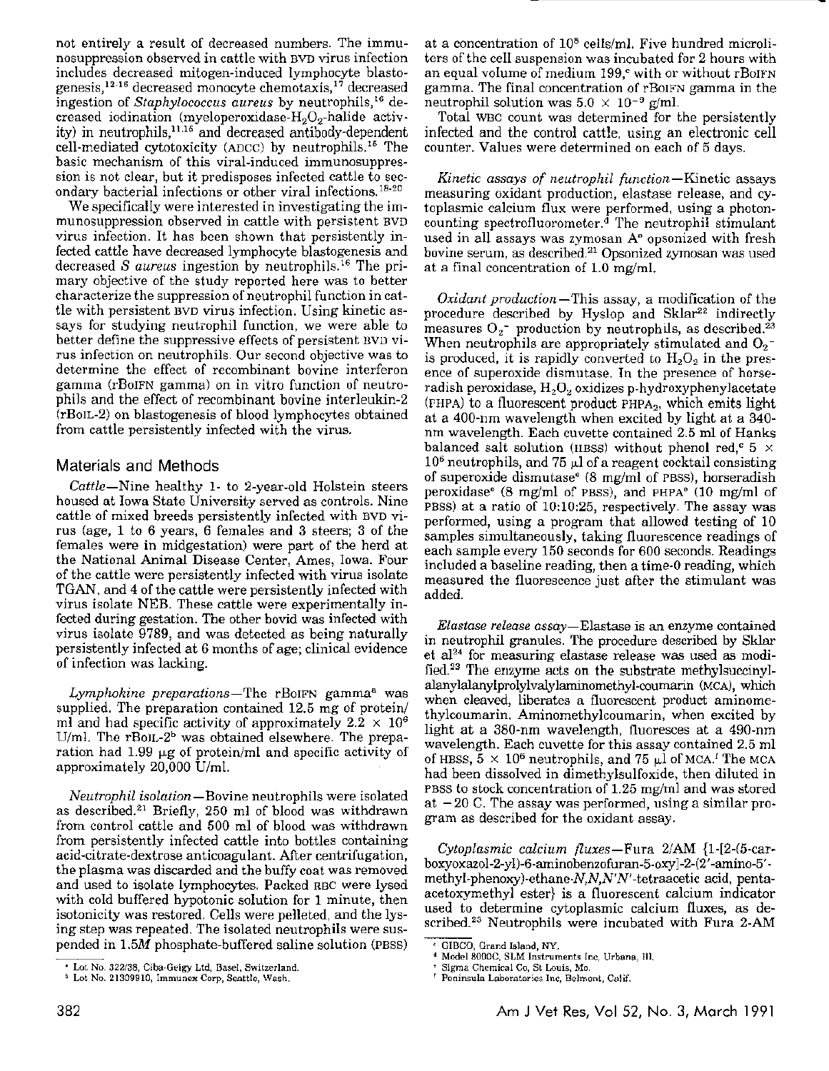not entirely a result of decreased numbers. The immunosuppression observed in cattle with BVD virus infection includes decreased mitogen-induced lymphocyte blastogenesis,[12-16] decreased monocyte chemotaxis,[17] decreased ingestion of *Staphylococcus aureus* by neutrophils,[16] decreased iodination (myeloperoxidase-$H_2O_2$-halide activity) in neutrophils,[11,16] and decreased antibody-dependent cell-mediated cytotoxicity (ADCC) by neutrophils.[16] The basic mechanism of this viral-induced immunosuppression is not clear, but it predisposes infected cattle to secondary bacterial infections or other viral infections.[18-20]

We specifically were interested in investigating the immunosuppression observed in cattle with persistent BVD virus infection. It has been shown that persistently infected cattle have decreased lymphocyte blastogenesis and decreased *S aureus* ingestion by neutrophils.[16] The primary objective of the study reported here was to better characterize the suppression of neutrophil function in cattle with persistent BVD virus infection. Using kinetic assays for studying neutrophil function, we were able to better define the suppressive effects of persistent BVD virus infection on neutrophils. Our second objective was to determine the effect of recombinant bovine interferon gamma (rBoIFN gamma) on in vitro function of neutrophils and the effect of recombinant bovine interleukin-2 (rBoIL-2) on blastogenesis of blood lymphocytes obtained from cattle persistently infected with the virus.

## Materials and Methods

*Cattle*—Nine healthy 1- to 2-year-old Holstein steers housed at Iowa State University served as controls. Nine cattle of mixed breeds persistently infected with BVD virus (age, 1 to 6 years, 6 females and 3 steers; 3 of the females were in midgestation) were part of the herd at the National Animal Disease Center, Ames, Iowa. Four of the cattle were persistently infected with virus isolate TGAN, and 4 of the cattle were persistently infected with virus isolate NEB. These cattle were experimentally infected during gestation. The other bovid was infected with virus isolate 9789, and was detected as being naturally persistently infected at 6 months of age; clinical evidence of infection was lacking.

*Lymphokine preparations*—The rBoIFN gamma[a] was supplied. The preparation contained 12.5 mg of protein/ml and had specific activity of approximately $2.2 \times 10^6$ U/ml. The rBoIL-2[b] was obtained elsewhere. The preparation had 1.99 µg of protein/ml and specific activity of approximately 20,000 U/ml.

*Neutrophil isolation*—Bovine neutrophils were isolated as described.[21] Briefly, 250 ml of blood was withdrawn from control cattle and 500 ml of blood was withdrawn from persistently infected cattle into bottles containing acid-citrate-dextrose anticoagulant. After centrifugation, the plasma was discarded and the buffy coat was removed and used to isolate lymphocytes. Packed RBC were lysed with cold buffered hypotonic solution for 1 minute, then isotonicity was restored. Cells were pelleted, and the lysing step was repeated. The isolated neutrophils were suspended in 1.5*M* phosphate-buffered saline solution (PBSS) at a concentration of $10^8$ cells/ml. Five hundred microliters of the cell suspension was incubated for 2 hours with an equal volume of medium 199,[c] with or without rBoIFN gamma. The final concentration of rBoIFN gamma in the neutrophil solution was $5.0 \times 10^{-9}$ g/ml.

Total WBC count was determined for the persistently infected and the control cattle, using an electronic cell counter. Values were determined on each of 5 days.

*Kinetic assays of neutrophil function*—Kinetic assays measuring oxidant production, elastase release, and cytoplasmic calcium flux were performed, using a photon-counting spectrofluorometer.[d] The neutrophil stimulant used in all assays was zymosan A[e] opsonized with fresh bovine serum, as described.[21] Opsonized zymosan was used at a final concentration of 1.0 mg/ml.

*Oxidant production*—This assay, a modification of the procedure described by Hyslop and Sklar[22] indirectly measures $O_2^-$ production by neutrophils, as described.[23] When neutrophils are appropriately stimulated and $O_2^-$ is produced, it is rapidly converted to $H_2O_2$ in the presence of superoxide dismutase. In the presence of horseradish peroxidase, $H_2O_2$ oxidizes p-hydroxyphenylacetate (PHPA) to a fluorescent product $PHPA_2$, which emits light at a 400-nm wavelength when excited by light at a 340-nm wavelength. Each cuvette contained 2.5 ml of Hanks balanced salt solution (HBSS) without phenol red,[c] $5 \times 10^6$ neutrophils, and 75 µl of a reagent cocktail consisting of superoxide dismutase[e] (8 mg/ml of PBSS), horseradish peroxidase[e] (8 mg/ml of PBSS), and PHPA[e] (10 mg/ml of PBSS) at a ratio of 10:10:25, respectively. The assay was performed, using a program that allowed testing of 10 samples simultaneously, taking fluorescence readings of each sample every 150 seconds for 600 seconds. Readings included a baseline reading, then a time-0 reading, which measured the fluorescence just after the stimulant was added.

*Elastase release assay*—Elastase is an enzyme contained in neutrophil granules. The procedure described by Sklar et al[24] for measuring elastase release was used as modified.[23] The enzyme acts on the substrate methylsuccinylalanylalanylprolylvalylaminomethyl-coumarin (MCA), which when cleaved, liberates a fluorescent product aminomethylcoumarin. Aminomethylcoumarin, when excited by light at a 380-nm wavelength, fluoresces at a 490-nm wavelength. Each cuvette for this assay contained 2.5 ml of HBSS, $5 \times 10^6$ neutrophils, and 75 µl of MCA.[f] The MCA had been dissolved in dimethylsulfoxide, then diluted in PBSS to stock concentration of 1.25 mg/ml and was stored at −20 C. The assay was performed, using a similar program as described for the oxidant assay.

*Cytoplasmic calcium fluxes*—Fura 2/AM {1-[2-(5-carboxyoxazol-2-yl)-6-aminobenzofuran-5-oxy]-2-(2′-amino-5′-methyl-phenoxy)-ethane-*N,N,N′N′*-tetraacetic acid, pentaacetoxymethyl ester} is a fluorescent calcium indicator used to determine cytoplasmic calcium fluxes, as described.[25] Neutrophils were incubated with Fura 2-AM

[a] Lot No. 322/38, Ciba-Geigy Ltd, Basel, Switzerland.
[b] Lot No. 21309910, Immunex Corp, Seattle, Wash.
[c] GIBCO, Grand Island, NY.
[d] Model 8000C, SLM Instruments Inc, Urbana, Ill.
[e] Sigma Chemical Co, St Louis, Mo.
[f] Peninsula Laboratories Inc, Belmont, Calif.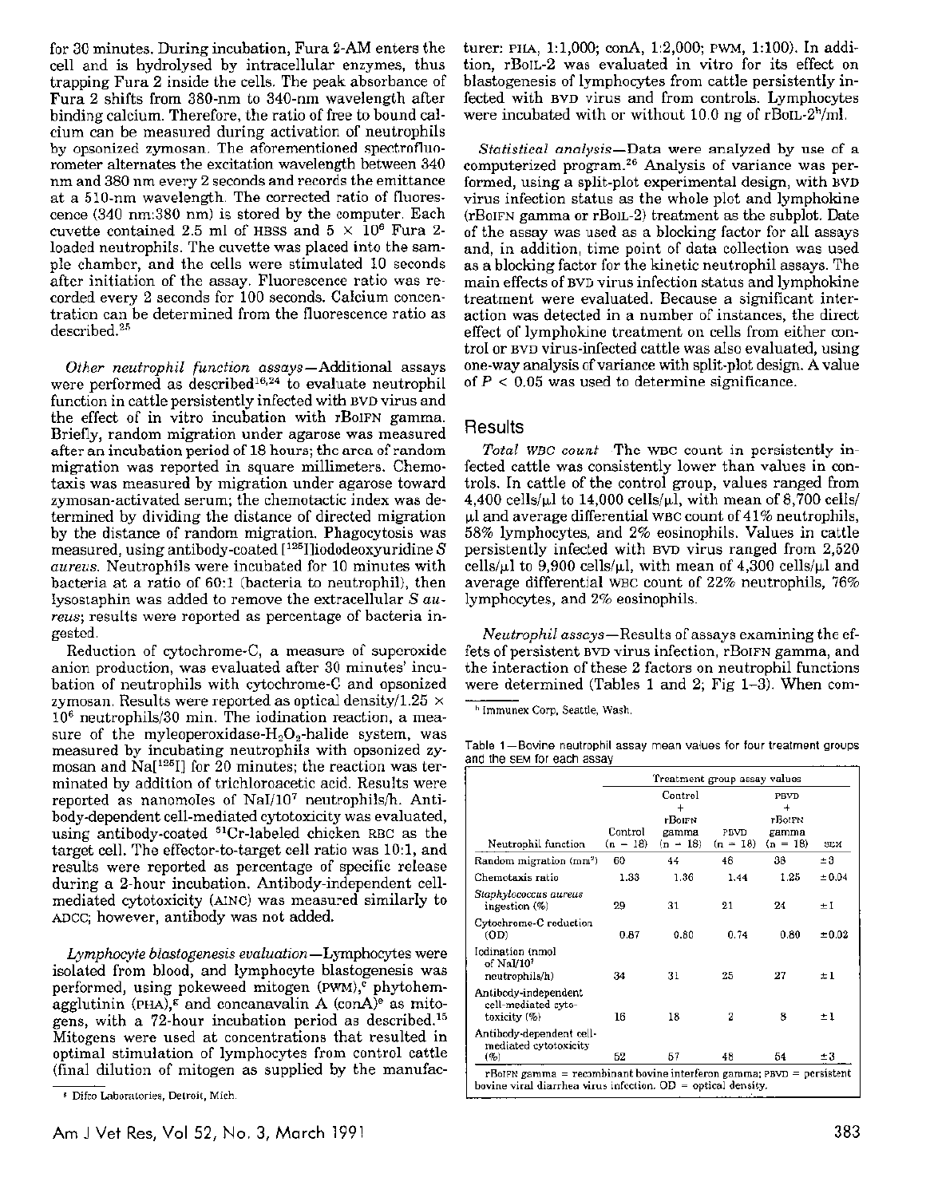for 30 minutes. During incubation, Fura 2-AM enters the cell and is hydrolysed by intracellular enzymes, thus trapping Fura 2 inside the cells. The peak absorbance of Fura 2 shifts from 380-nm to 340-nm wavelength after binding calcium. Therefore, the ratio of free to bound calcium can be measured during activation of neutrophils by opsonized zymosan. The aforementioned spectrofluorometer alternates the excitation wavelength between 340 nm and 380 nm every 2 seconds and records the emittance at a 510-nm wavelength. The corrected ratio of fluorescence (340 nm:380 nm) is stored by the computer. Each cuvette contained 2.5 ml of HBSS and $5 \times 10^6$ Fura 2-loaded neutrophils. The cuvette was placed into the sample chamber, and the cells were stimulated 10 seconds after initiation of the assay. Fluorescence ratio was recorded every 2 seconds for 100 seconds. Calcium concentration can be determined from the fluorescence ratio as described.[25]

*Other neutrophil function assays*—Additional assays were performed as described[16,24] to evaluate neutrophil function in cattle persistently infected with BVD virus and the effect of in vitro incubation with rBoIFN gamma. Briefly, random migration under agarose was measured after an incubation period of 18 hours; the area of random migration was reported in square millimeters. Chemotaxis was measured by migration under agarose toward zymosan-activated serum; the chemotactic index was determined by dividing the distance of directed migration by the distance of random migration. Phagocytosis was measured, using antibody-coated [$^{125}$I]iododeoxyuridine *S aureus*. Neutrophils were incubated for 10 minutes with bacteria at a ratio of 60:1 (bacteria to neutrophil), then lysostaphin was added to remove the extracellular *S aureus*; results were reported as percentage of bacteria ingested.

Reduction of cytochrome-C, a measure of superoxide anion production, was evaluated after 30 minutes' incubation of neutrophils with cytochrome-C and opsonized zymosan. Results were reported as optical density/$1.25 \times 10^6$ neutrophils/30 min. The iodination reaction, a measure of the myleoperoxidase-$H_2O_2$-halide system, was measured by incubating neutrophils with opsonized zymosan and Na[$^{125}$I] for 20 minutes; the reaction was terminated by addition of trichloroacetic acid. Results were reported as nanomoles of NaI/$10^7$ neutrophils/h. Antibody-dependent cell-mediated cytotoxicity was evaluated, using antibody-coated $^{51}$Cr-labeled chicken RBC as the target cell. The effector-to-target cell ratio was 10:1, and results were reported as percentage of specific release during a 2-hour incubation. Antibody-independent cell-mediated cytotoxicity (AINC) was measured similarly to ADCC; however, antibody was not added.

*Lymphocyte blastogenesis evaluation*—Lymphocytes were isolated from blood, and lymphocyte blastogenesis was performed, using pokeweed mitogen (PWM),[g] phytohemagglutinin (PHA),[g] and concanavalin A (conA)[g] as mitogens, with a 72-hour incubation period as described.[15] Mitogens were used at concentrations that resulted in optimal stimulation of lymphocytes from control cattle (final dilution of mitogen as supplied by the manufacturer: PHA, 1:1,000; conA, 1:2,000; PWM, 1:100). In addition, rBoIL-2 was evaluated in vitro for its effect on blastogenesis of lymphocytes from cattle persistently infected with BVD virus and from controls. Lymphocytes were incubated with or without 10.0 ng of rBoIL-2[h]/ml.

*Statistical analysis*—Data were analyzed by use of a computerized program.[26] Analysis of variance was performed, using a split-plot experimental design, with BVD virus infection status as the whole plot and lymphokine (rBoIFN gamma or rBoIL-2) treatment as the subplot. Date of the assay was used as a blocking factor for all assays and, in addition, time point of data collection was used as a blocking factor for the kinetic neutrophil assays. The main effects of BVD virus infection status and lymphokine treatment were evaluated. Because a significant interaction was detected in a number of instances, the direct effect of lymphokine treatment on cells from either control or BVD virus-infected cattle was also evaluated, using one-way analysis of variance with split-plot design. A value of $P < 0.05$ was used to determine significance.

## Results

*Total WBC count*—The WBC count in persistently infected cattle was consistently lower than values in controls. In cattle of the control group, values ranged from 4,400 cells/µl to 14,000 cells/µl, with mean of 8,700 cells/µl and average differential WBC count of 41% neutrophils, 58% lymphocytes, and 2% eosinophils. Values in cattle persistently infected with BVD virus ranged from 2,520 cells/µl to 9,900 cells/µl, with mean of 4,300 cells/µl and average differential WBC count of 22% neutrophils, 76% lymphocytes, and 2% eosinophils.

*Neutrophil assays*—Results of assays examining the effets of persistent BVD virus infection, rBoIFN gamma, and the interaction of these 2 factors on neutrophil functions were determined (Tables 1 and 2; Fig 1–3). When com-

[g] Difco Laboratories, Detroit, Mich.

[h] Immunex Corp, Seattle, Wash.

Table 1—Bovine neutrophil assay mean values for four treatment groups and the SEM for each assay

| Neutrophil function | Treatment group assay values | | | | |
|---|---|---|---|---|---|
| | Control (n = 18) | Control + rBoIFN gamma (n = 18) | PBVD (n = 18) | PBVD + rBoIFN gamma (n = 18) | SEM |
| Random migration (mm²) | 60 | 44 | 46 | 38 | ±3 |
| Chemotaxis ratio | 1.33 | 1.36 | 1.44 | 1.25 | ±0.04 |
| *Staphylococcus aureus* ingestion (%) | 29 | 31 | 21 | 24 | ±1 |
| Cytochrome-C reduction (OD) | 0.87 | 0.80 | 0.74 | 0.80 | ±0.02 |
| Iodination (nmol of NaI/$10^7$ neutrophils/h) | 34 | 31 | 25 | 27 | ±1 |
| Antibody-independent cell-mediated cytotoxicity (%) | 16 | 18 | 2 | 8 | ±1 |
| Antibody-dependent cell-mediated cytotoxicity (%) | 52 | 57 | 48 | 54 | ±3 |

rBoIFN gamma = recombinant bovine interferon gamma; PBVD = persistent bovine viral diarrhea virus infection. OD = optical density.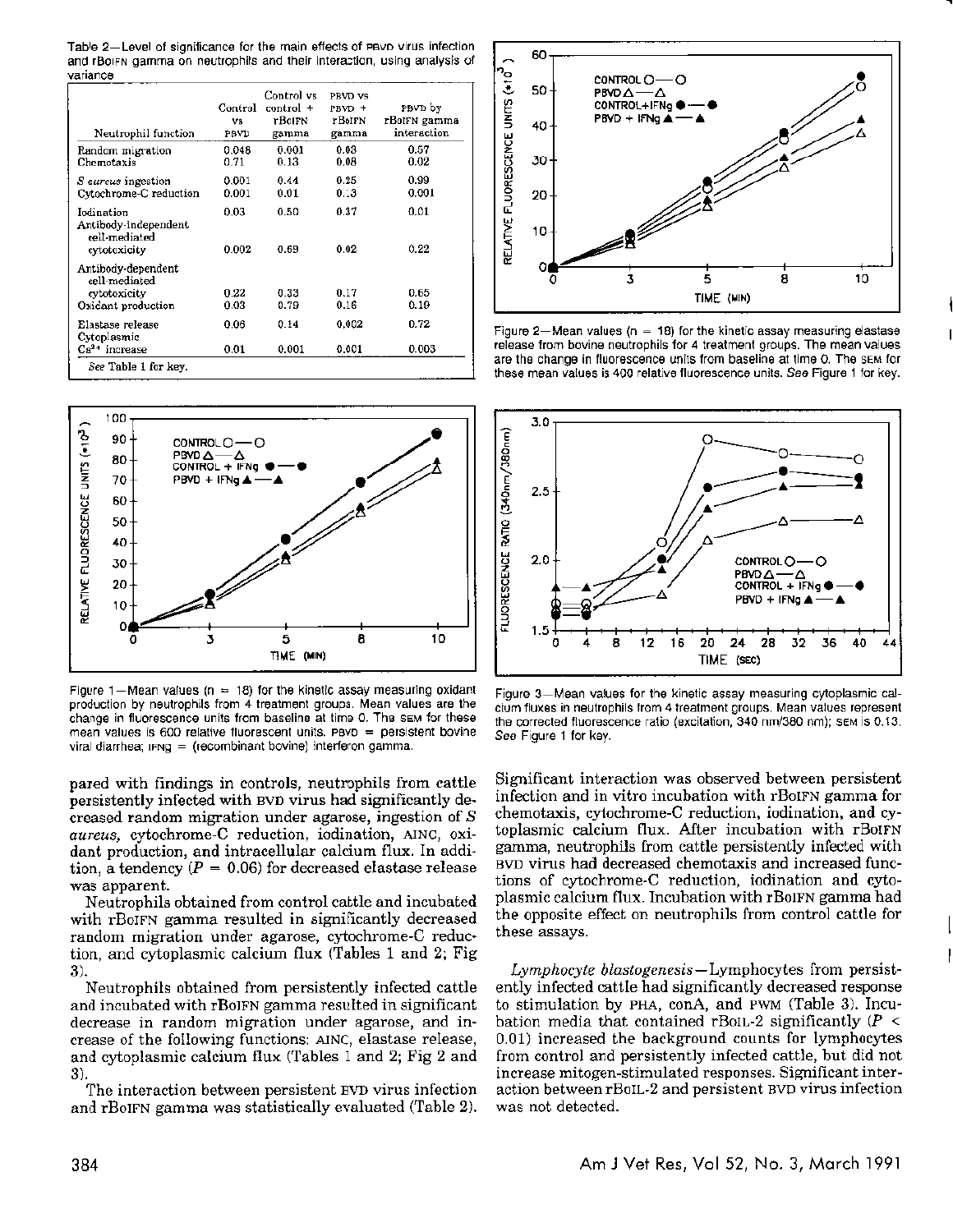Table 2—Level of significance for the main effects of PBVD virus infection and rBoIFN gamma on neutrophils and their interaction, using analysis of variance

| Neutrophil function | Control vs PBVD | Control vs control + rBoIFN gamma | PBVD vs PBVD + rBoIFN gamma | PBVD by rBoIFN gamma interaction |
|---|---|---|---|---|
| Random migration | 0.048 | 0.001 | 0.03 | 0.57 |
| Chemotaxis | 0.71 | 0.13 | 0.08 | 0.02 |
| *S aureus* ingestion | 0.001 | 0.44 | 0.25 | 0.99 |
| Cytochrome-C reduction | 0.001 | 0.01 | 0.13 | 0.001 |
| Iodination | 0.03 | 0.50 | 0.37 | 0.01 |
| Antibody-independent cell-mediated cytotoxicity | 0.002 | 0.69 | 0.02 | 0.22 |
| Antibody-dependent cell-mediated cytotoxicity | 0.22 | 0.33 | 0.17 | 0.65 |
| Oxidant production | 0.03 | 0.79 | 0.16 | 0.19 |
| Elastase release | 0.06 | 0.14 | 0.002 | 0.72 |
| Cytoplasmic $Ca^{2+}$ increase | 0.01 | 0.001 | 0.001 | 0.003 |

*See* Table 1 for key.

Figure 1—Mean values (n = 18) for the kinetic assay measuring oxidant production by neutrophils from 4 treatment groups. Mean values are the change in fluorescence units from baseline at time 0. The SEM for these mean values is 600 relative fluorescent units. PBVD = persistent bovine viral diarrhea; IFNg = (recombinant bovine) interferon gamma.

Figure 2—Mean values (n = 18) for the kinetic assay measuring elastase release from bovine neutrophils for 4 treatment groups. The mean values are the change in fluorescence units from baseline at time 0. The SEM for these mean values is 400 relative fluorescence units. *See* Figure 1 for key.

Figure 3—Mean values for the kinetic assay measuring cytoplasmic calcium fluxes in neutrophils from 4 treatment groups. Mean values represent the corrected fluorescence ratio (excitation, 340 nm/380 nm); SEM is 0.13. *See* Figure 1 for key.

pared with findings in controls, neutrophils from cattle persistently infected with BVD virus had significantly decreased random migration under agarose, ingestion of *S aureus*, cytochrome-C reduction, iodination, AINC, oxidant production, and intracellular calcium flux. In addition, a tendency ($P = 0.06$) for decreased elastase release was apparent.

Neutrophils obtained from control cattle and incubated with rBoIFN gamma resulted in significantly decreased random migration under agarose, cytochrome-C reduction, and cytoplasmic calcium flux (Tables 1 and 2; Fig 3).

Neutrophils obtained from persistently infected cattle and incubated with rBoIFN gamma resulted in significant decrease in random migration under agarose, and increase of the following functions: AINC, elastase release, and cytoplasmic calcium flux (Tables 1 and 2; Fig 2 and 3).

The interaction between persistent EVD virus infection and rBoIFN gamma was statistically evaluated (Table 2). Significant interaction was observed between persistent infection and in vitro incubation with rBoIFN gamma for chemotaxis, cytochrome-C reduction, iodination, and cytoplasmic calcium flux. After incubation with rBoIFN gamma, neutrophils from cattle persistently infected with BVD virus had decreased chemotaxis and increased functions of cytochrome-C reduction, iodination and cytoplasmic calcium flux. Incubation with rBoIFN gamma had the opposite effect on neutrophils from control cattle for these assays.

*Lymphocyte blastogenesis*—Lymphocytes from persistently infected cattle had significantly decreased response to stimulation by PHA, conA, and PWM (Table 3). Incubation media that contained rBoIL-2 significantly ($P < 0.01$) increased the background counts for lymphocytes from control and persistently infected cattle, but did not increase mitogen-stimulated responses. Significant interaction between rBoIL-2 and persistent BVD virus infection was not detected.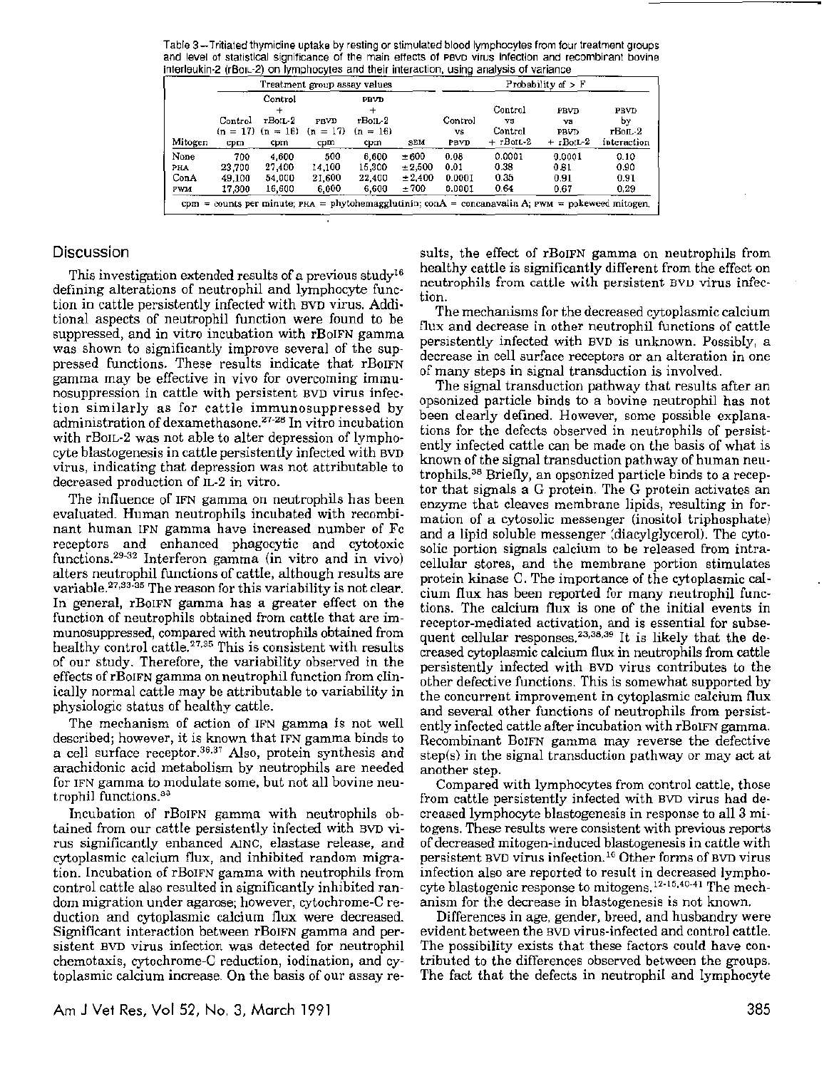Table 3—Tritiated thymicine uptake by resting or stimulated blood lymphocytes from four treatment groups and level of statistical significance of the main effects of PBVD virus infection and recombinant bovine interleukin-2 (rBoIL-2) on lymphocytes and their interaction, using analysis of variance

| | Treatment group assay values | | | | | Probability of > F | | | |
|---|---|---|---|---|---|---|---|---|---|
| Mitogen | Control (n = 17) cpm | Control + rBoIL-2 (n = 16) cpm | PBVD (n = 17) cpm | PBVD + rBoIL-2 (n = 16) cpm | SEM | Control vs PBVD | Control vs Control + rBoIL-2 | PBVD vs PBVD + rBoIL-2 | PBVD by rBoIL-2 interaction |
| None | 700 | 4,600 | 500 | 6,600 | ±600 | 0.08 | 0.0001 | 0.0001 | 0.10 |
| PHA | 23,700 | 27,400 | 14,100 | 15,300 | ±2,500 | 0.01 | 0.38 | 0.81 | 0.90 |
| ConA | 49,100 | 54,000 | 21,600 | 22,400 | ±2,400 | 0.0001 | 0.35 | 0.91 | 0.91 |
| PWM | 17,300 | 16,600 | 6,000 | 6,600 | ±700 | 0.0001 | 0.64 | 0.67 | 0.29 |

cpm = counts per minute; PHA = phytohemagglutinin; conA = concanavalin A; PWM = pokeweed mitogen.

## Discussion

This investigation extended results of a previous study[16] defining alterations of neutrophil and lymphocyte function in cattle persistently infected with BVD virus. Additional aspects of neutrophil function were found to be suppressed, and in vitro incubation with rBoIFN gamma was shown to significantly improve several of the suppressed functions. These results indicate that rBoIFN gamma may be effective in vivo for overcoming immunosuppression in cattle with persistent BVD virus infection similarly as for cattle immunosuppressed by administration of dexamethasone.[27,28] In vitro incubation with rBoIL-2 was not able to alter depression of lymphocyte blastogenesis in cattle persistently infected with BVD virus, indicating that depression was not attributable to decreased production of IL-2 in vitro.

The influence of IFN gamma on neutrophils has been evaluated. Human neutrophils incubated with recombinant human IFN gamma have increased number of Fc receptors and enhanced phagocytic and cytotoxic functions.[29-32] Interferon gamma (in vitro and in vivo) alters neutrophil functions of cattle, although results are variable.[27,33-35] The reason for this variability is not clear. In general, rBoIFN gamma has a greater effect on the function of neutrophils obtained from cattle that are immunosuppressed, compared with neutrophils obtained from healthy control cattle.[27,35] This is consistent with results of our study. Therefore, the variability observed in the effects of rBoIFN gamma on neutrophil function from clinically normal cattle may be attributable to variability in physiologic status of healthy cattle.

The mechanism of action of IFN gamma is not well described; however, it is known that IFN gamma binds to a cell surface receptor.[36,37] Also, protein synthesis and arachidonic acid metabolism by neutrophils are needed for IFN gamma to modulate some, but not all bovine neutrophil functions.[33]

Incubation of rBoIFN gamma with neutrophils obtained from our cattle persistently infected with BVD virus significantly enhanced AINC, elastase release, and cytoplasmic calcium flux, and inhibited random migration. Incubation of rBoIFN gamma with neutrophils from control cattle also resulted in significantly inhibited random migration under agarose; however, cytochrome-C reduction and cytoplasmic calcium flux were decreased. Significant interaction between rBoIFN gamma and persistent BVD virus infection was detected for neutrophil chemotaxis, cytochrome-C reduction, iodination, and cytoplasmic calcium increase. On the basis of our assay results, the effect of rBoIFN gamma on neutrophils from healthy cattle is significantly different from the effect on neutrophils from cattle with persistent BVD virus infection.

The mechanisms for the decreased cytoplasmic calcium flux and decrease in other neutrophil functions of cattle persistently infected with BVD is unknown. Possibly, a decrease in cell surface receptors or an alteration in one of many steps in signal transduction is involved.

The signal transduction pathway that results after an opsonized particle binds to a bovine neutrophil has not been clearly defined. However, some possible explanations for the defects observed in neutrophils of persistently infected cattle can be made on the basis of what is known of the signal transduction pathway of human neutrophils.[38] Briefly, an opsonized particle binds to a receptor that signals a G protein. The G protein activates an enzyme that cleaves membrane lipids, resulting in formation of a cytosolic messenger (inositol triphosphate) and a lipid soluble messenger (diacylglycerol). The cytosolic portion signals calcium to be released from intracellular stores, and the membrane portion stimulates protein kinase C. The importance of the cytoplasmic calcium flux has been reported for many neutrophil functions. The calcium flux is one of the initial events in receptor-mediated activation, and is essential for subsequent cellular responses.[23,38,39] It is likely that the decreased cytoplasmic calcium flux in neutrophils from cattle persistently infected with BVD virus contributes to the other defective functions. This is somewhat supported by the concurrent improvement in cytoplasmic calcium flux and several other functions of neutrophils from persistently infected cattle after incubation with rBoIFN gamma. Recombinant BoIFN gamma may reverse the defective step(s) in the signal transduction pathway or may act at another step.

Compared with lymphocytes from control cattle, those from cattle persistently infected with BVD virus had decreased lymphocyte blastogenesis in response to all 3 mitogens. These results were consistent with previous reports of decreased mitogen-induced blastogenesis in cattle with persistent BVD virus infection.[16] Other forms of BVD virus infection also are reported to result in decreased lymphocyte blastogenic response to mitogens.[12-15,40-41] The mechanism for the decrease in blastogenesis is not known.

Differences in age, gender, breed, and husbandry were evident between the BVD virus-infected and control cattle. The possibility exists that these factors could have contributed to the differences observed between the groups. The fact that the defects in neutrophil and lymphocyte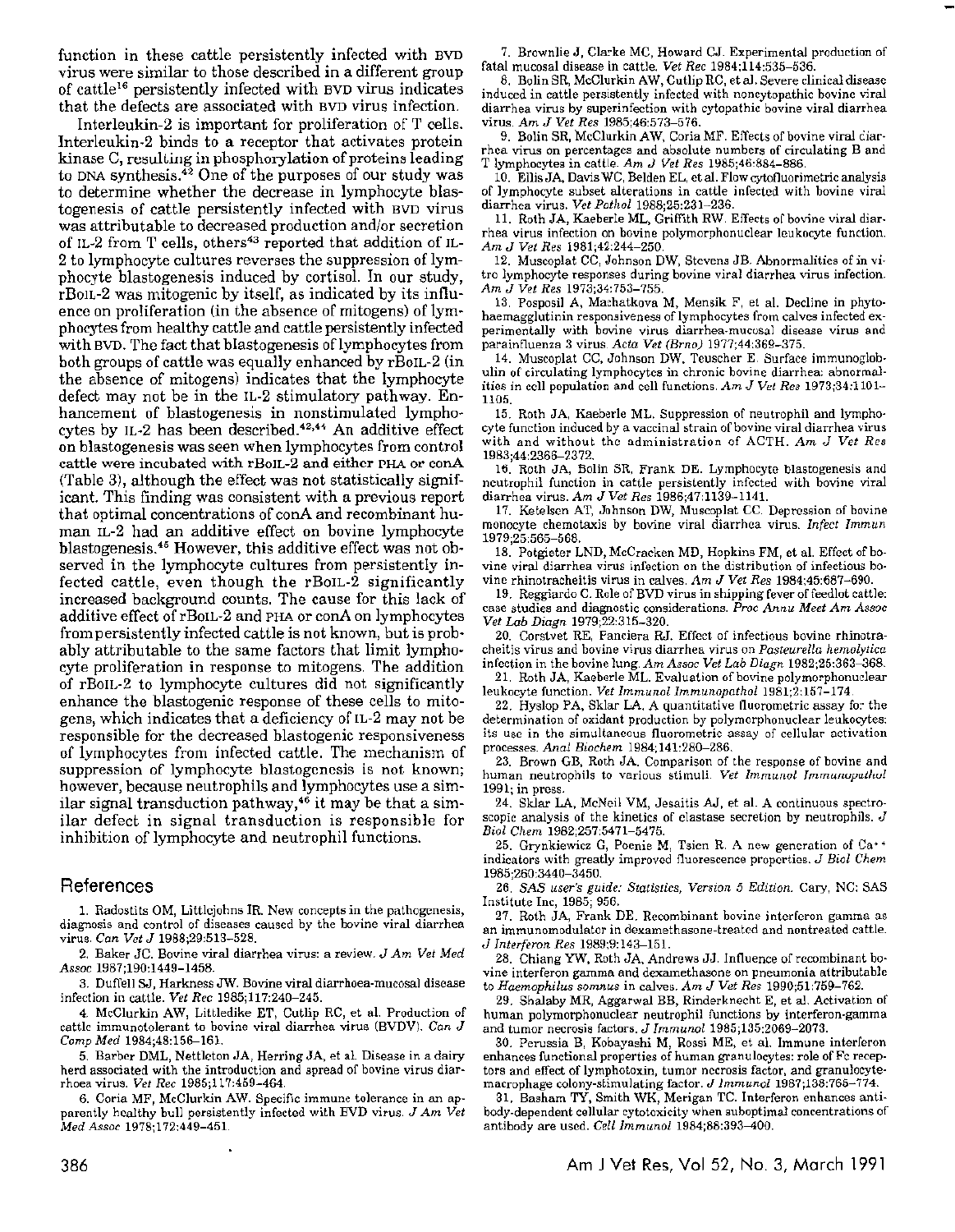function in these cattle persistently infected with BVD virus were similar to those described in a different group of cattle[16] persistently infected with BVD virus indicates that the defects are associated with BVD virus infection.

Interleukin-2 is important for proliferation of T cells. Interleukin-2 binds to a receptor that activates protein kinase C, resulting in phosphorylation of proteins leading to DNA synthesis.[42] One of the purposes of our study was to determine whether the decrease in lymphocyte blastogenesis of cattle persistently infected with BVD virus was attributable to decreased production and/or secretion of IL-2 from T cells, others[43] reported that addition of IL-2 to lymphocyte cultures reverses the suppression of lymphocyte blastogenesis induced by cortisol. In our study, rBoIL-2 was mitogenic by itself, as indicated by its influence on proliferation (in the absence of mitogens) of lymphocytes from healthy cattle and cattle persistently infected with BVD. The fact that blastogenesis of lymphocytes from both groups of cattle was equally enhanced by rBoIL-2 (in the absence of mitogens) indicates that the lymphocyte defect may not be in the IL-2 stimulatory pathway. Enhancement of blastogenesis in nonstimulated lymphocytes by IL-2 has been described.[42,44] An additive effect on blastogenesis was seen when lymphocytes from control cattle were incubated with rBoIL-2 and either PHA or conA (Table 3), although the effect was not statistically significant. This finding was consistent with a previous report that optimal concentrations of conA and recombinant human IL-2 had an additive effect on bovine lymphocyte blastogenesis.[45] However, this additive effect was not observed in the lymphocyte cultures from persistently infected cattle, even though the rBoIL-2 significantly increased background counts. The cause for this lack of additive effect of rBoIL-2 and PHA or conA on lymphocytes from persistently infected cattle is not known, but is probably attributable to the same factors that limit lymphocyte proliferation in response to mitogens. The addition of rBoIL-2 to lymphocyte cultures did not significantly enhance the blastogenic response of these cells to mitogens, which indicates that a deficiency of IL-2 may not be responsible for the decreased blastogenic responsiveness of lymphocytes from infected cattle. The mechanism of suppression of lymphocyte blastogenesis is not known; however, because neutrophils and lymphocytes use a similar signal transduction pathway,[46] it may be that a similar defect in signal transduction is responsible for inhibition of lymphocyte and neutrophil functions.

## References

1. Radostits OM, Littlejohns IR. New concepts in the pathogenesis, diagnosis and control of diseases caused by the bovine viral diarrhea virus. *Can Vet J* 1988;29:513–528.
2. Baker JC. Bovine viral diarrhea virus: a review. *J Am Vet Med Assoc* 1987;190:1449–1458.
3. Duffell SJ, Harkness JW. Bovine viral diarrhoea-mucosal disease infection in cattle. *Vet Rec* 1985;117:240–245.
4. McClurkin AW, Littledike ET, Cutlip RC, et al. Production of cattle immunotolerant to bovine viral diarrhea virus (BVDV). *Can J Comp Med* 1984;48:156–161.
5. Barber DML, Nettleton JA, Herring JA, et al. Disease in a dairy herd associated with the introduction and spread of bovine virus diarrhoea virus. *Vet Rec* 1985;117:459–464.
6. Coria MF, McClurkin AW. Specific immune tolerance in an apparently healthy bull persistently infected with BVD virus. *J Am Vet Med Assoc* 1978;172:449–451.
7. Brownlie J, Clarke MC, Howard CJ. Experimental production of fatal mucosal disease in cattle. *Vet Rec* 1984;114:535–536.
8. Bolin SR, McClurkin AW, Cutlip RC, et al. Severe clinical disease induced in cattle persistently infected with noncytopathic bovine viral diarrhea virus by superinfection with cytopathic bovine viral diarrhea virus. *Am J Vet Res* 1985;46:573–576.
9. Bolin SR, McClurkin AW, Coria MF. Effects of bovine viral diarrhea virus on percentages and absolute numbers of circulating B and T lymphocytes in cattle. *Am J Vet Res* 1985;46:884–886.
10. Ellis JA, Davis WC, Belden EL, et al. Flow cytofluorimetric analysis of lymphocyte subset alterations in cattle infected with bovine viral diarrhea virus. *Vet Pathol* 1988;25:231–236.
11. Roth JA, Kaeberle ML, Griffith RW. Effects of bovine viral diarrhea virus infection on bovine polymorphonuclear leukocyte function. *Am J Vet Res* 1981;42:244–250.
12. Muscoplat CC, Johnson DW, Stevens JB. Abnormalities of in vitro lymphocyte responses during bovine viral diarrhea virus infection. *Am J Vet Res* 1973;34:753–755.
13. Pospisil A, Machatkova M, Mensik F, et al. Decline in phytohaemagglutinin responsiveness of lymphocytes from calves infected experimentally with bovine virus diarrhea-mucosal disease virus and parainfluenza 3 virus. *Acta Vet (Brno)* 1977;44:369–375.
14. Muscoplat CC, Johnson DW, Teuscher E. Surface immunoglobulin of circulating lymphocytes in chronic bovine diarrhea: abnormalities in cell population and cell functions. *Am J Vet Res* 1973;34:1101–1105.
15. Roth JA, Kaeberle ML. Suppression of neutrophil and lymphocyte function induced by a vaccinal strain of bovine viral diarrhea virus with and without the administration of ACTH. *Am J Vet Res* 1983;44:2366–2372.
16. Roth JA, Bolin SR, Frank DE. Lymphocyte blastogenesis and neutrophil function in cattle persistently infected with bovine viral diarrhea virus. *Am J Vet Res* 1986;47:1139–1141.
17. Ketelsen AT, Johnson DW, Muscoplat CC. Depression of bovine monocyte chemotaxis by bovine viral diarrhea virus. *Infect Immun* 1979;25:565–568.
18. Potgieter LND, McCracken MD, Hopkins FM, et al. Effect of bovine viral diarrhea virus infection on the distribution of infectious bovine rhinotracheitis virus in calves. *Am J Vet Res* 1984;45:687–690.
19. Reggiardo C. Role of BVD virus in shipping fever of feedlot cattle: case studies and diagnostic considerations. *Proc Annu Meet Am Assoc Vet Lab Diagn* 1979;22:315–320.
20. Corstvet RE, Panciera RJ. Effect of infectious bovine rhinotracheitis virus and bovine virus diarrhea virus on *Pasteurella hemolytica* infection in the bovine lung. *Am Assoc Vet Lab Diagn* 1982;25:363–368.
21. Roth JA, Kaeberle ML. Evaluation of bovine polymorphonuclear leukocyte function. *Vet Immunol Immunopathol* 1981;2:157–174.
22. Hyslop PA, Sklar LA. A quantitative fluorometric assay for the determination of oxidant production by polymorphonuclear leukocytes: its use in the simultaneous fluorometric assay of cellular activation processes. *Anal Biochem* 1984;141:280–286.
23. Brown GB, Roth JA. Comparison of the response of bovine and human neutrophils to various stimuli. *Vet Immunol Immunopathol* 1991; in press.
24. Sklar LA, McNeil VM, Jesaitis AJ, et al. A continuous spectroscopic analysis of the kinetics of elastase secretion by neutrophils. *J Biol Chem* 1982;257:5471–5475.
25. Grynkiewicz G, Poenie M, Tsien R. A new generation of $Ca^{++}$ indicators with greatly improved fluorescence properties. *J Biol Chem* 1985;260:3440–3450.
26. *SAS user's guide: Statistics, Version 5 Edition.* Cary, NC: SAS Institute Inc, 1985; 956.
27. Roth JA, Frank DE. Recombinant bovine interferon gamma as an immunomodulator in dexamethasone-treated and nontreated cattle. *J Interferon Res* 1989;9:143–151.
28. Chiang YW, Roth JA, Andrews JJ. Influence of recombinant bovine interferon gamma and dexamethasone on pneumonia attributable to *Haemophilus somnus* in calves. *Am J Vet Res* 1990;51:759–762.
29. Shalaby MR, Aggarwal BB, Rinderknecht E, et al. Activation of human polymorphonuclear neutrophil functions by interferon-gamma and tumor necrosis factors. *J Immunol* 1985;135:2069–2073.
30. Perussia B, Kobayashi M, Rossi ME, et al. Immune interferon enhances functional properties of human granulocytes: role of Fc receptors and effect of lymphotoxin, tumor necrosis factor, and granulocyte-macrophage colony-stimulating factor. *J Immunol* 1987;138:765–774.
31. Basham TY, Smith WK, Merigan TC. Interferon enhances antibody-dependent cellular cytotoxicity when suboptimal concentrations of antibody are used. *Cell Immunol* 1984;88:393–400.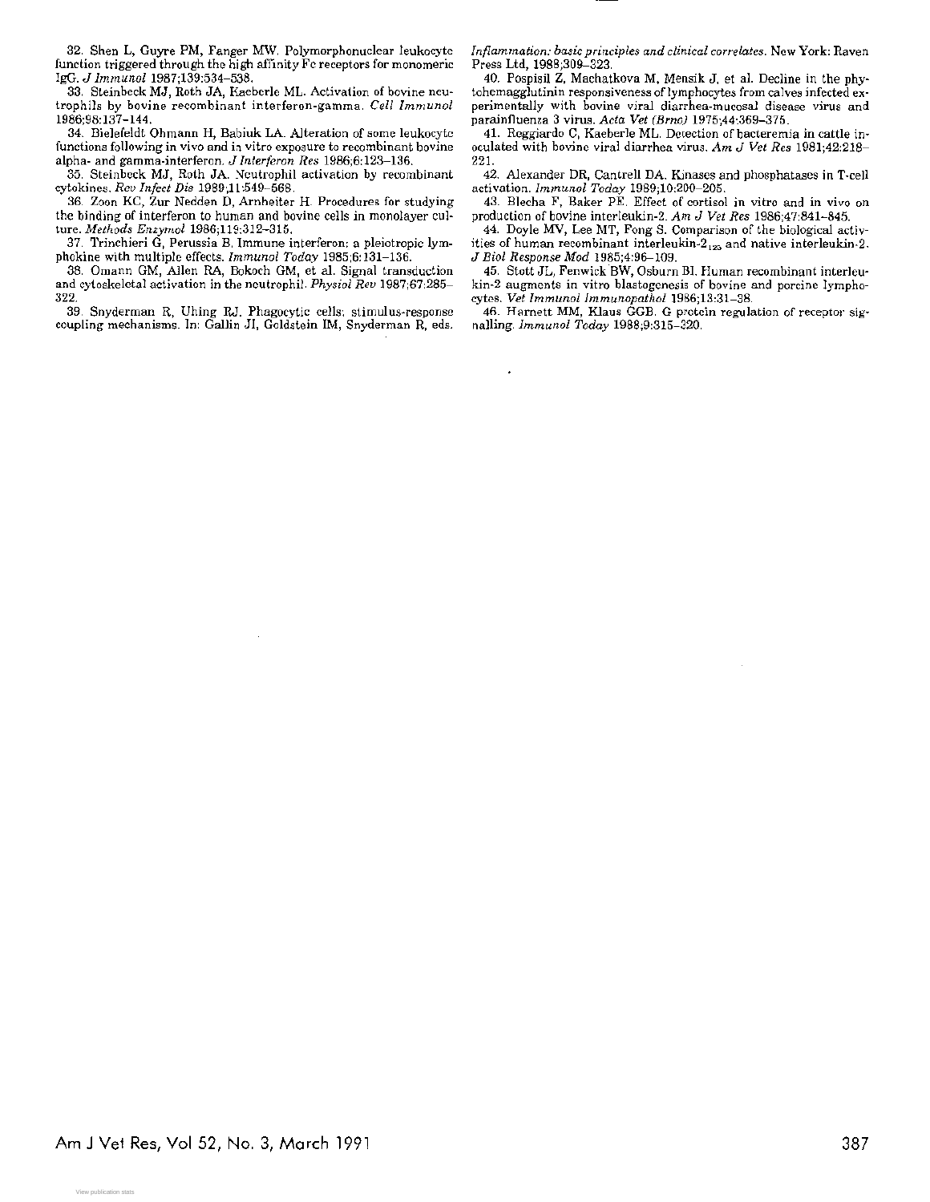32. Shen L, Guyre PM, Fanger MW. Polymorphonuclear leukocyte function triggered through the high affinity Fc receptors for monomeric IgG. *J Immunol* 1987;139:534–538.

33. Steinbeck MJ, Roth JA, Kaeberle ML. Activation of bovine neutrophils by bovine recombinant interferon-gamma. *Cell Immunol* 1986;98:137–144.

34. Bielefeldt Ohmann H, Babiuk LA. Alteration of some leukocyte functions following in vivo and in vitro exposure to recombinant bovine alpha- and gamma-interferon. *J Interferon Res* 1986;6:123–136.

35. Steinbeck MJ, Roth JA. Neutrophil activation by recombinant cytokines. *Rev Infect Dis* 1989;11:549–568.

36. Zoon KC, Zur Nedden D, Arnheiter H. Procedures for studying the binding of interferon to human and bovine cells in monolayer culture. *Methods Enzymol* 1986;119:312–315.

37. Trinchieri G, Perussia B. Immune interferon: a pleiotropic lymphokine with multiple effects. *Immunol Today* 1985;6:131–136.

38. Omann GM, Allen RA, Bokoch GM, et al. Signal transduction and cytoskeletal activation in the neutrophil. *Physiol Rev* 1987;67:285–322.

39. Snyderman R, Uhing RJ. Phagocytic cells: stimulus-response coupling mechanisms. In: Gallin JI, Goldstein IM, Snyderman R, eds. *Inflammation: basic principles and clinical correlates*. New York: Raven Press Ltd, 1988;309–323.

40. Pospisil Z, Machatkova M, Mensik J, et al. Decline in the phytohemagglutinin responsiveness of lymphocytes from calves infected experimentally with bovine viral diarrhea-mucosal disease virus and parainfluenza 3 virus. *Acta Vet (Brno)* 1975;44:369–375.

41. Reggiardo C, Kaeberle ML. Detection of bacteremia in cattle inoculated with bovine viral diarrhea virus. *Am J Vet Res* 1981;42:218–221.

42. Alexander DR, Cantrell DA. Kinases and phosphatases in T-cell activation. *Immunol Today* 1989;10:200–205.

43. Blecha F, Baker PE. Effect of cortisol in vitro and in vivo on production of bovine interleukin-2. *Am J Vet Res* 1986;47:841–845.

44. Doyle MV, Lee MT, Fong S. Comparison of the biological activities of human recombinant interleukin-$2_{125}$ and native interleukin-2. *J Biol Response Mod* 1985;4:96–109.

45. Stott JL, Fenwick BW, Osburn BI. Human recombinant interleukin-2 augments in vitro blastogenesis of bovine and porcine lymphocytes. *Vet Immunol Immunopathol* 1986;13:31–38.

46. Harnett MM, Klaus GGB. G protein regulation of receptor signalling. *Immunol Today* 1988;9:315–320.